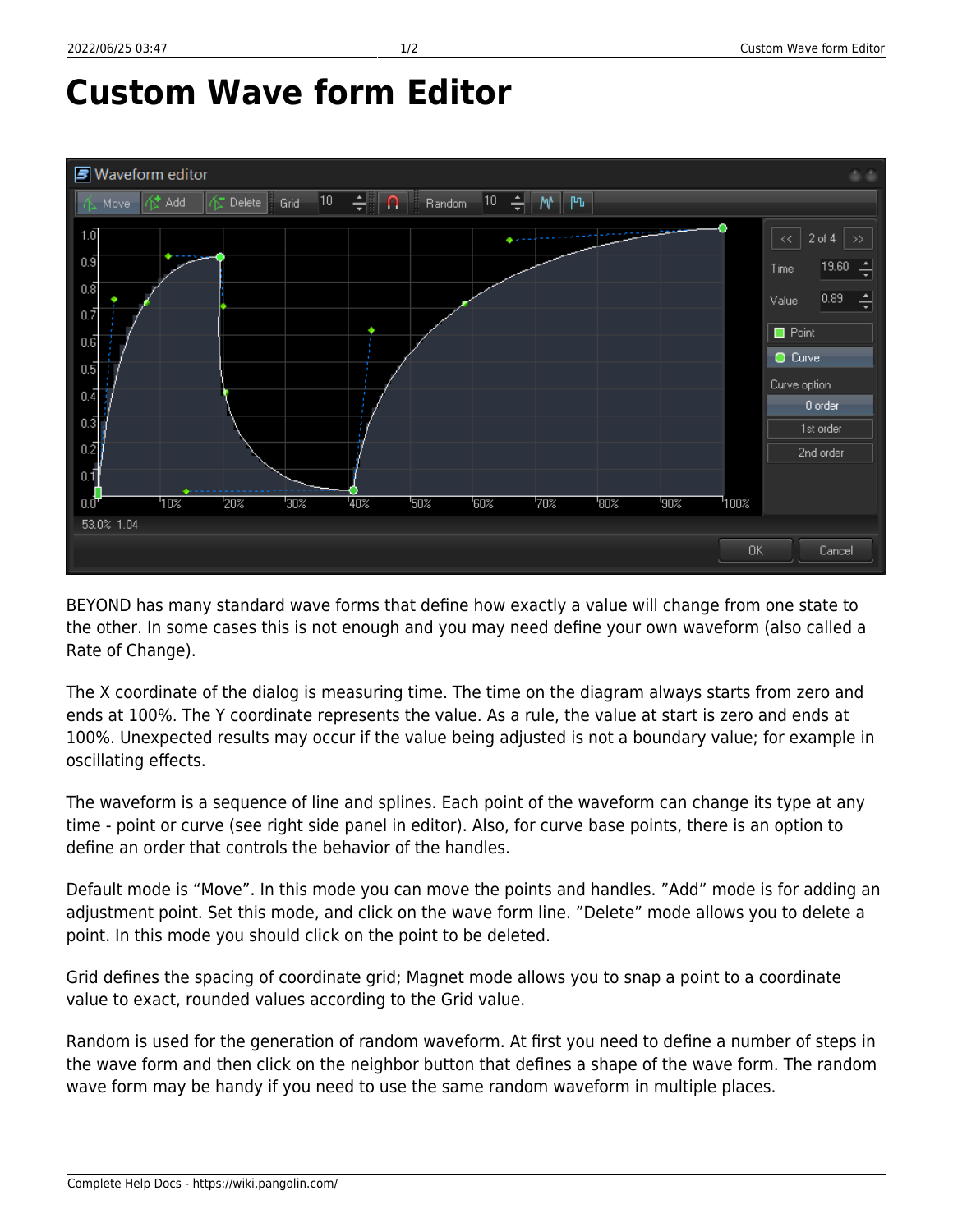# Custom Wave form Editor

BEYOND has many standard wave forms that define how exactly a value will change from one state to the other. In some cases this is not enough and you may need define your own waveform (also called a Rate of Change).

The X coordinate of the dialog is measuring time. The time on the diagram always starts from zero and ends at 100%. The Y coordinate represents the value. As a rule, the value at start is zero and ends at 100%. Unexpected results may occur if the value being adjusted is not a boundary value; for example in oscillating effects.

The waveform is a sequence of line and splines. Each point of the waveform can change its type at any time - point or curve (see right side panel in editor). Also, for curve base points, there is an option to define an order that controls the behavior of the handles.

Default mode is “Move”. In this mode you can move the points and handles. ”Add” mode is for adding an adjustment point. Set this mode, and click on the wave form line. ”Delete” mode allows you to delete a point. In this mode you should click on the point to be deleted.

Grid defines the spacing of coordinate grid; Magnet mode allows you to snap a point to a coordinate value to exact, rounded values according to the Grid value.

Random is used for the generation of random waveform. At first you need to define a number of steps in the wave form and then click on the neighbor button that defines a shape of the wave form. The random wave form may be handy if you need to use the same random waveform in multiple places.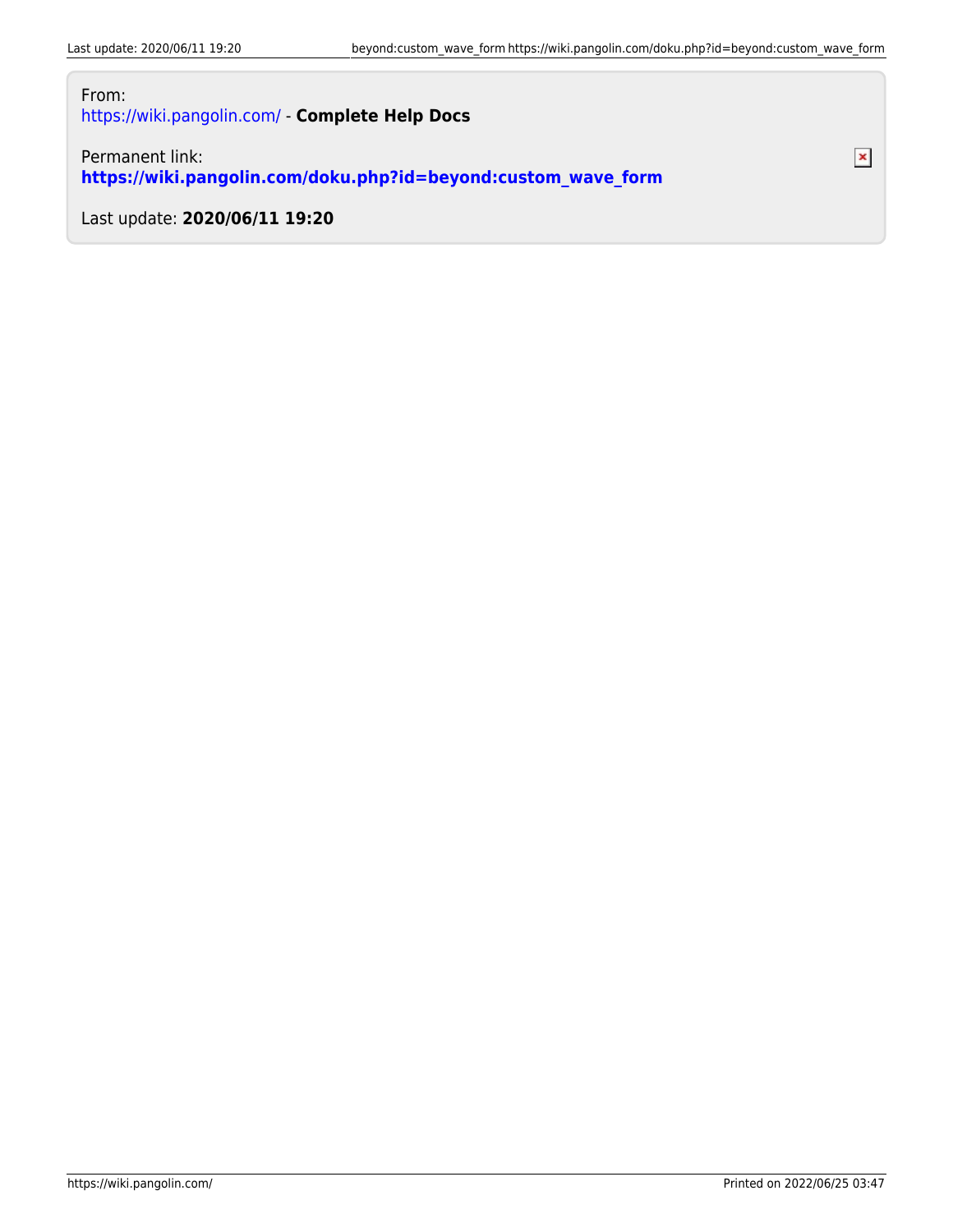From:
https://wiki.pangolin.com/ - **Complete Help Docs**

Permanent link:
**https://wiki.pangolin.com/doku.php?id=beyond:custom_wave_form**

Last update: **2020/06/11 19:20**